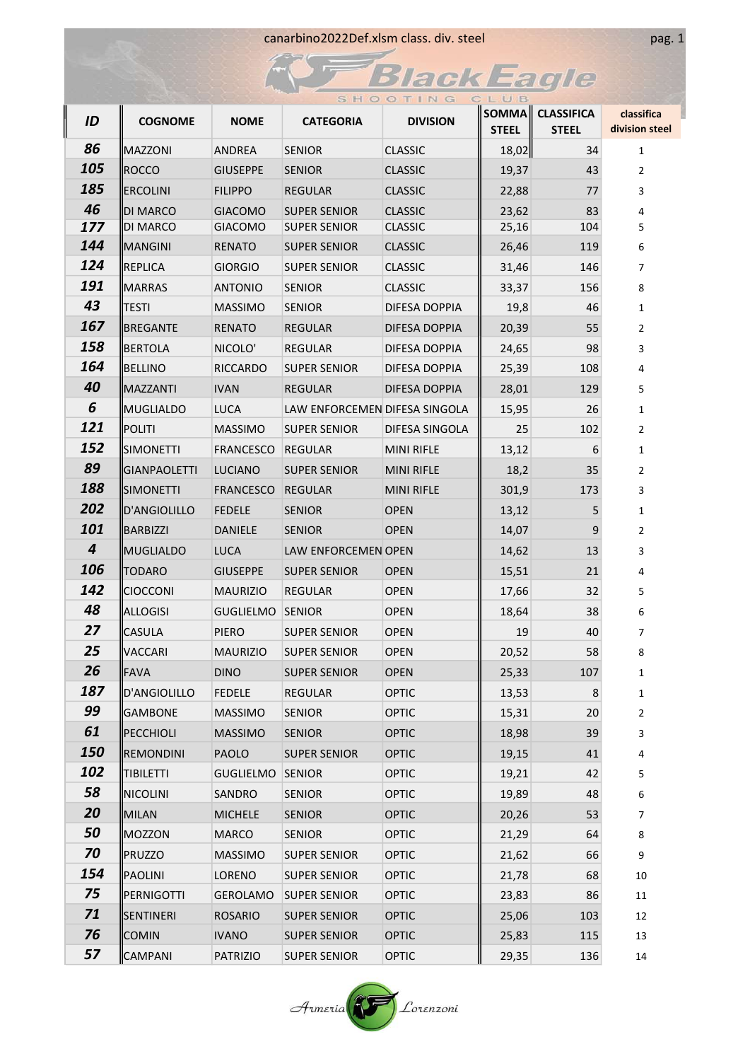canarbino2022Def.xlsm class. div. steel

Black Eagle SHOOTING CLUB

| ID | COGNOME | NOME | CATEGORIA | DIVISION | SOMMA STEEL | CLASSIFICA STEEL | classifica division steel |
|---|---|---|---|---|---|---|---|
| 86 | MAZZONI | ANDREA | SENIOR | CLASSIC | 18,02 | 34 | 1 |
| 105 | ROCCO | GIUSEPPE | SENIOR | CLASSIC | 19,37 | 43 | 2 |
| 185 | ERCOLINI | FILIPPO | REGULAR | CLASSIC | 22,88 | 77 | 3 |
| 46 | DI MARCO | GIACOMO | SUPER SENIOR | CLASSIC | 23,62 | 83 | 4 |
| 177 | DI MARCO | GIACOMO | SUPER SENIOR | CLASSIC | 25,16 | 104 | 5 |
| 144 | MANGINI | RENATO | SUPER SENIOR | CLASSIC | 26,46 | 119 | 6 |
| 124 | REPLICA | GIORGIO | SUPER SENIOR | CLASSIC | 31,46 | 146 | 7 |
| 191 | MARRAS | ANTONIO | SENIOR | CLASSIC | 33,37 | 156 | 8 |
| 43 | TESTI | MASSIMO | SENIOR | DIFESA DOPPIA | 19,8 | 46 | 1 |
| 167 | BREGANTE | RENATO | REGULAR | DIFESA DOPPIA | 20,39 | 55 | 2 |
| 158 | BERTOLA | NICOLO' | REGULAR | DIFESA DOPPIA | 24,65 | 98 | 3 |
| 164 | BELLINO | RICCARDO | SUPER SENIOR | DIFESA DOPPIA | 25,39 | 108 | 4 |
| 40 | MAZZANTI | IVAN | REGULAR | DIFESA DOPPIA | 28,01 | 129 | 5 |
| 6 | MUGLIALDO | LUCA | LAW ENFORCEMEN | DIFESA SINGOLA | 15,95 | 26 | 1 |
| 121 | POLITI | MASSIMO | SUPER SENIOR | DIFESA SINGOLA | 25 | 102 | 2 |
| 152 | SIMONETTI | FRANCESCO | REGULAR | MINI RIFLE | 13,12 | 6 | 1 |
| 89 | GIANPAOLETTI | LUCIANO | SUPER SENIOR | MINI RIFLE | 18,2 | 35 | 2 |
| 188 | SIMONETTI | FRANCESCO | REGULAR | MINI RIFLE | 301,9 | 173 | 3 |
| 202 | D'ANGIOLILLO | FEDELE | SENIOR | OPEN | 13,12 | 5 | 1 |
| 101 | BARBIZZI | DANIELE | SENIOR | OPEN | 14,07 | 9 | 2 |
| 4 | MUGLIALDO | LUCA | LAW ENFORCEMEN | OPEN | 14,62 | 13 | 3 |
| 106 | TODARO | GIUSEPPE | SUPER SENIOR | OPEN | 15,51 | 21 | 4 |
| 142 | CIOCCONI | MAURIZIO | REGULAR | OPEN | 17,66 | 32 | 5 |
| 48 | ALLOGISI | GUGLIELMO | SENIOR | OPEN | 18,64 | 38 | 6 |
| 27 | CASULA | PIERO | SUPER SENIOR | OPEN | 19 | 40 | 7 |
| 25 | VACCARI | MAURIZIO | SUPER SENIOR | OPEN | 20,52 | 58 | 8 |
| 26 | FAVA | DINO | SUPER SENIOR | OPEN | 25,33 | 107 | 1 |
| 187 | D'ANGIOLILLO | FEDELE | REGULAR | OPTIC | 13,53 | 8 | 1 |
| 99 | GAMBONE | MASSIMO | SENIOR | OPTIC | 15,31 | 20 | 2 |
| 61 | PECCHIOLI | MASSIMO | SENIOR | OPTIC | 18,98 | 39 | 3 |
| 150 | REMONDINI | PAOLO | SUPER SENIOR | OPTIC | 19,15 | 41 | 4 |
| 102 | TIBILETTI | GUGLIELMO | SENIOR | OPTIC | 19,21 | 42 | 5 |
| 58 | NICOLINI | SANDRO | SENIOR | OPTIC | 19,89 | 48 | 6 |
| 20 | MILAN | MICHELE | SENIOR | OPTIC | 20,26 | 53 | 7 |
| 50 | MOZZON | MARCO | SENIOR | OPTIC | 21,29 | 64 | 8 |
| 70 | PRUZZO | MASSIMO | SUPER SENIOR | OPTIC | 21,62 | 66 | 9 |
| 154 | PAOLINI | LORENO | SUPER SENIOR | OPTIC | 21,78 | 68 | 10 |
| 75 | PERNIGOTTI | GEROLAMO | SUPER SENIOR | OPTIC | 23,83 | 86 | 11 |
| 71 | SENTINERI | ROSARIO | SUPER SENIOR | OPTIC | 25,06 | 103 | 12 |
| 76 | COMIN | IVANO | SUPER SENIOR | OPTIC | 25,83 | 115 | 13 |
| 57 | CAMPANI | PATRIZIO | SUPER SENIOR | OPTIC | 29,35 | 136 | 14 |

Armeria Lorenzoni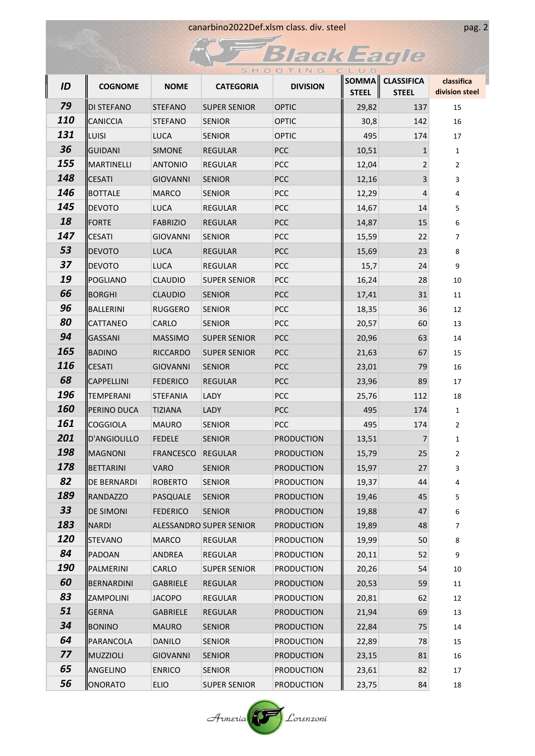canarbino2022Def.xlsm class. div. steel

| ID | COGNOME | NOME | CATEGORIA | DIVISION | SOMMA STEEL | CLASSIFICA STEEL | classifica division steel |
|---|---|---|---|---|---|---|---|
| 79 | DI STEFANO | STEFANO | SUPER SENIOR | OPTIC | 29,82 | 137 | 15 |
| 110 | CANICCIA | STEFANO | SENIOR | OPTIC | 30,8 | 142 | 16 |
| 131 | LUISI | LUCA | SENIOR | OPTIC | 495 | 174 | 17 |
| 36 | GUIDANI | SIMONE | REGULAR | PCC | 10,51 | 1 | 1 |
| 155 | MARTINELLI | ANTONIO | REGULAR | PCC | 12,04 | 2 | 2 |
| 148 | CESATI | GIOVANNI | SENIOR | PCC | 12,16 | 3 | 3 |
| 146 | BOTTALE | MARCO | SENIOR | PCC | 12,29 | 4 | 4 |
| 145 | DEVOTO | LUCA | REGULAR | PCC | 14,67 | 14 | 5 |
| 18 | FORTE | FABRIZIO | REGULAR | PCC | 14,87 | 15 | 6 |
| 147 | CESATI | GIOVANNI | SENIOR | PCC | 15,59 | 22 | 7 |
| 53 | DEVOTO | LUCA | REGULAR | PCC | 15,69 | 23 | 8 |
| 37 | DEVOTO | LUCA | REGULAR | PCC | 15,7 | 24 | 9 |
| 19 | POGLIANO | CLAUDIO | SUPER SENIOR | PCC | 16,24 | 28 | 10 |
| 66 | BORGHI | CLAUDIO | SENIOR | PCC | 17,41 | 31 | 11 |
| 96 | BALLERINI | RUGGERO | SENIOR | PCC | 18,35 | 36 | 12 |
| 80 | CATTANEO | CARLO | SENIOR | PCC | 20,57 | 60 | 13 |
| 94 | GASSANI | MASSIMO | SUPER SENIOR | PCC | 20,96 | 63 | 14 |
| 165 | BADINO | RICCARDO | SUPER SENIOR | PCC | 21,63 | 67 | 15 |
| 116 | CESATI | GIOVANNI | SENIOR | PCC | 23,01 | 79 | 16 |
| 68 | CAPPELLINI | FEDERICO | REGULAR | PCC | 23,96 | 89 | 17 |
| 196 | TEMPERANI | STEFANIA | LADY | PCC | 25,76 | 112 | 18 |
| 160 | PERINO DUCA | TIZIANA | LADY | PCC | 495 | 174 | 1 |
| 161 | COGGIOLA | MAURO | SENIOR | PCC | 495 | 174 | 2 |
| 201 | D'ANGIOLILLO | FEDELE | SENIOR | PRODUCTION | 13,51 | 7 | 1 |
| 198 | MAGNONI | FRANCESCO | REGULAR | PRODUCTION | 15,79 | 25 | 2 |
| 178 | BETTARINI | VARO | SENIOR | PRODUCTION | 15,97 | 27 | 3 |
| 82 | DE BERNARDI | ROBERTO | SENIOR | PRODUCTION | 19,37 | 44 | 4 |
| 189 | RANDAZZO | PASQUALE | SENIOR | PRODUCTION | 19,46 | 45 | 5 |
| 33 | DE SIMONI | FEDERICO | SENIOR | PRODUCTION | 19,88 | 47 | 6 |
| 183 | NARDI | ALESSANDRO | SUPER SENIOR | PRODUCTION | 19,89 | 48 | 7 |
| 120 | STEVANO | MARCO | REGULAR | PRODUCTION | 19,99 | 50 | 8 |
| 84 | PADOAN | ANDREA | REGULAR | PRODUCTION | 20,11 | 52 | 9 |
| 190 | PALMERINI | CARLO | SUPER SENIOR | PRODUCTION | 20,26 | 54 | 10 |
| 60 | BERNARDINI | GABRIELE | REGULAR | PRODUCTION | 20,53 | 59 | 11 |
| 83 | ZAMPOLINI | JACOPO | REGULAR | PRODUCTION | 20,81 | 62 | 12 |
| 51 | GERNA | GABRIELE | REGULAR | PRODUCTION | 21,94 | 69 | 13 |
| 34 | BONINO | MAURO | SENIOR | PRODUCTION | 22,84 | 75 | 14 |
| 64 | PARANCOLA | DANILO | SENIOR | PRODUCTION | 22,89 | 78 | 15 |
| 77 | MUZZIOLI | GIOVANNI | SENIOR | PRODUCTION | 23,15 | 81 | 16 |
| 65 | ANGELINO | ENRICO | SENIOR | PRODUCTION | 23,61 | 82 | 17 |
| 56 | ONORATO | ELIO | SUPER SENIOR | PRODUCTION | 23,75 | 84 | 18 |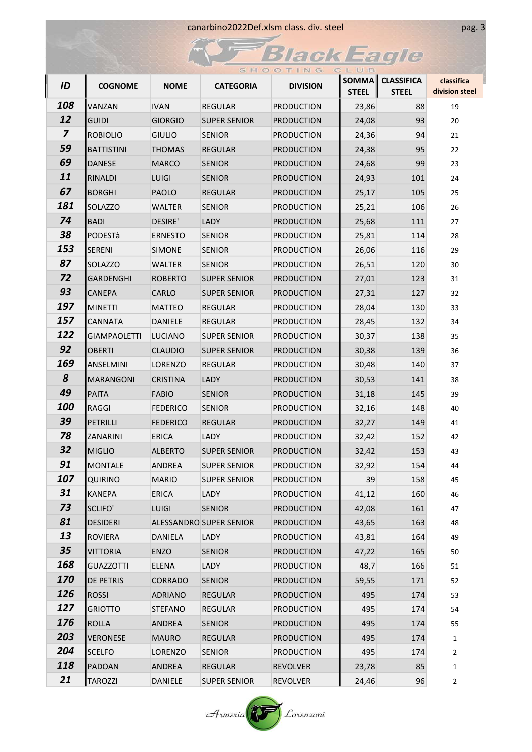canarbino2022Def.xlsm class. div. steel

| ID | COGNOME | NOME | CATEGORIA | DIVISION | SOMMA STEEL | CLASSIFICA STEEL | classifica division steel |
|---|---|---|---|---|---|---|---|
| 108 | VANZAN | IVAN | REGULAR | PRODUCTION | 23,86 | 88 | 19 |
| 12 | GUIDI | GIORGIO | SUPER SENIOR | PRODUCTION | 24,08 | 93 | 20 |
| 7 | ROBIOLIO | GIULIO | SENIOR | PRODUCTION | 24,36 | 94 | 21 |
| 59 | BATTISTINI | THOMAS | REGULAR | PRODUCTION | 24,38 | 95 | 22 |
| 69 | DANESE | MARCO | SENIOR | PRODUCTION | 24,68 | 99 | 23 |
| 11 | RINALDI | LUIGI | SENIOR | PRODUCTION | 24,93 | 101 | 24 |
| 67 | BORGHI | PAOLO | REGULAR | PRODUCTION | 25,17 | 105 | 25 |
| 181 | SOLAZZO | WALTER | SENIOR | PRODUCTION | 25,21 | 106 | 26 |
| 74 | BADI | DESIRE' | LADY | PRODUCTION | 25,68 | 111 | 27 |
| 38 | PODESTà | ERNESTO | SENIOR | PRODUCTION | 25,81 | 114 | 28 |
| 153 | SERENI | SIMONE | SENIOR | PRODUCTION | 26,06 | 116 | 29 |
| 87 | SOLAZZO | WALTER | SENIOR | PRODUCTION | 26,51 | 120 | 30 |
| 72 | GARDENGHI | ROBERTO | SUPER SENIOR | PRODUCTION | 27,01 | 123 | 31 |
| 93 | CANEPA | CARLO | SUPER SENIOR | PRODUCTION | 27,31 | 127 | 32 |
| 197 | MINETTI | MATTEO | REGULAR | PRODUCTION | 28,04 | 130 | 33 |
| 157 | CANNATA | DANIELE | REGULAR | PRODUCTION | 28,45 | 132 | 34 |
| 122 | GIAMPAOLETTI | LUCIANO | SUPER SENIOR | PRODUCTION | 30,37 | 138 | 35 |
| 92 | OBERTI | CLAUDIO | SUPER SENIOR | PRODUCTION | 30,38 | 139 | 36 |
| 169 | ANSELMINI | LORENZO | REGULAR | PRODUCTION | 30,48 | 140 | 37 |
| 8 | MARANGONI | CRISTINA | LADY | PRODUCTION | 30,53 | 141 | 38 |
| 49 | PAITA | FABIO | SENIOR | PRODUCTION | 31,18 | 145 | 39 |
| 100 | RAGGI | FEDERICO | SENIOR | PRODUCTION | 32,16 | 148 | 40 |
| 39 | PETRILLI | FEDERICO | REGULAR | PRODUCTION | 32,27 | 149 | 41 |
| 78 | ZANARINI | ERICA | LADY | PRODUCTION | 32,42 | 152 | 42 |
| 32 | MIGLIO | ALBERTO | SUPER SENIOR | PRODUCTION | 32,42 | 153 | 43 |
| 91 | MONTALE | ANDREA | SUPER SENIOR | PRODUCTION | 32,92 | 154 | 44 |
| 107 | QUIRINO | MARIO | SUPER SENIOR | PRODUCTION | 39 | 158 | 45 |
| 31 | KANEPA | ERICA | LADY | PRODUCTION | 41,12 | 160 | 46 |
| 73 | SCLIFO' | LUIGI | SENIOR | PRODUCTION | 42,08 | 161 | 47 |
| 81 | DESIDERI | ALESSANDRO | SUPER SENIOR | PRODUCTION | 43,65 | 163 | 48 |
| 13 | ROVIERA | DANIELA | LADY | PRODUCTION | 43,81 | 164 | 49 |
| 35 | VITTORIA | ENZO | SENIOR | PRODUCTION | 47,22 | 165 | 50 |
| 168 | GUAZZOTTI | ELENA | LADY | PRODUCTION | 48,7 | 166 | 51 |
| 170 | DE PETRIS | CORRADO | SENIOR | PRODUCTION | 59,55 | 171 | 52 |
| 126 | ROSSI | ADRIANO | REGULAR | PRODUCTION | 495 | 174 | 53 |
| 127 | GRIOTTO | STEFANO | REGULAR | PRODUCTION | 495 | 174 | 54 |
| 176 | ROLLA | ANDREA | SENIOR | PRODUCTION | 495 | 174 | 55 |
| 203 | VERONESE | MAURO | REGULAR | PRODUCTION | 495 | 174 | 1 |
| 204 | SCELFO | LORENZO | SENIOR | PRODUCTION | 495 | 174 | 2 |
| 118 | PADOAN | ANDREA | REGULAR | REVOLVER | 23,78 | 85 | 1 |
| 21 | TAROZZI | DANIELE | SUPER SENIOR | REVOLVER | 24,46 | 96 | 2 |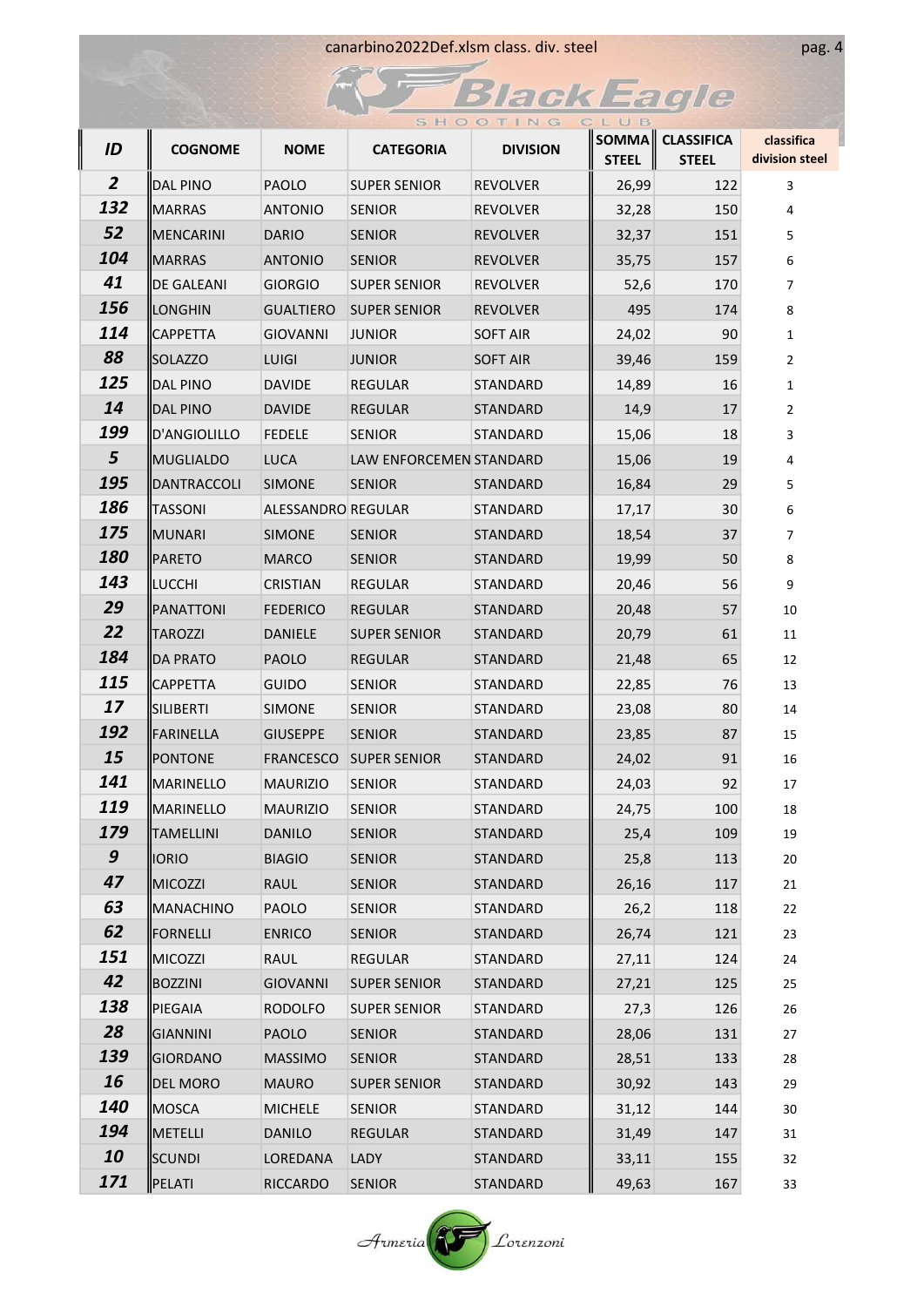canarbino2022Def.xlsm class. div. steel

| ID | COGNOME | NOME | CATEGORIA | DIVISION | SOMMA STEEL | CLASSIFICA STEEL | classifica division steel |
|---|---|---|---|---|---|---|---|
| 2 | DAL PINO | PAOLO | SUPER SENIOR | REVOLVER | 26,99 | 122 | 3 |
| 132 | MARRAS | ANTONIO | SENIOR | REVOLVER | 32,28 | 150 | 4 |
| 52 | MENCARINI | DARIO | SENIOR | REVOLVER | 32,37 | 151 | 5 |
| 104 | MARRAS | ANTONIO | SENIOR | REVOLVER | 35,75 | 157 | 6 |
| 41 | DE GALEANI | GIORGIO | SUPER SENIOR | REVOLVER | 52,6 | 170 | 7 |
| 156 | LONGHIN | GUALTIERO | SUPER SENIOR | REVOLVER | 495 | 174 | 8 |
| 114 | CAPPETTA | GIOVANNI | JUNIOR | SOFT AIR | 24,02 | 90 | 1 |
| 88 | SOLAZZO | LUIGI | JUNIOR | SOFT AIR | 39,46 | 159 | 2 |
| 125 | DAL PINO | DAVIDE | REGULAR | STANDARD | 14,89 | 16 | 1 |
| 14 | DAL PINO | DAVIDE | REGULAR | STANDARD | 14,9 | 17 | 2 |
| 199 | D'ANGIOLILLO | FEDELE | SENIOR | STANDARD | 15,06 | 18 | 3 |
| 5 | MUGLIALDO | LUCA | LAW ENFORCEMEN | STANDARD | 15,06 | 19 | 4 |
| 195 | DANTRACCOLI | SIMONE | SENIOR | STANDARD | 16,84 | 29 | 5 |
| 186 | TASSONI | ALESSANDRO | REGULAR | STANDARD | 17,17 | 30 | 6 |
| 175 | MUNARI | SIMONE | SENIOR | STANDARD | 18,54 | 37 | 7 |
| 180 | PARETO | MARCO | SENIOR | STANDARD | 19,99 | 50 | 8 |
| 143 | LUCCHI | CRISTIAN | REGULAR | STANDARD | 20,46 | 56 | 9 |
| 29 | PANATTONI | FEDERICO | REGULAR | STANDARD | 20,48 | 57 | 10 |
| 22 | TAROZZI | DANIELE | SUPER SENIOR | STANDARD | 20,79 | 61 | 11 |
| 184 | DA PRATO | PAOLO | REGULAR | STANDARD | 21,48 | 65 | 12 |
| 115 | CAPPETTA | GUIDO | SENIOR | STANDARD | 22,85 | 76 | 13 |
| 17 | SILIBERTI | SIMONE | SENIOR | STANDARD | 23,08 | 80 | 14 |
| 192 | FARINELLA | GIUSEPPE | SENIOR | STANDARD | 23,85 | 87 | 15 |
| 15 | PONTONE | FRANCESCO | SUPER SENIOR | STANDARD | 24,02 | 91 | 16 |
| 141 | MARINELLO | MAURIZIO | SENIOR | STANDARD | 24,03 | 92 | 17 |
| 119 | MARINELLO | MAURIZIO | SENIOR | STANDARD | 24,75 | 100 | 18 |
| 179 | TAMELLINI | DANILO | SENIOR | STANDARD | 25,4 | 109 | 19 |
| 9 | IORIO | BIAGIO | SENIOR | STANDARD | 25,8 | 113 | 20 |
| 47 | MICOZZI | RAUL | SENIOR | STANDARD | 26,16 | 117 | 21 |
| 63 | MANACHINO | PAOLO | SENIOR | STANDARD | 26,2 | 118 | 22 |
| 62 | FORNELLI | ENRICO | SENIOR | STANDARD | 26,74 | 121 | 23 |
| 151 | MICOZZI | RAUL | REGULAR | STANDARD | 27,11 | 124 | 24 |
| 42 | BOZZINI | GIOVANNI | SUPER SENIOR | STANDARD | 27,21 | 125 | 25 |
| 138 | PIEGAIA | RODOLFO | SUPER SENIOR | STANDARD | 27,3 | 126 | 26 |
| 28 | GIANNINI | PAOLO | SENIOR | STANDARD | 28,06 | 131 | 27 |
| 139 | GIORDANO | MASSIMO | SENIOR | STANDARD | 28,51 | 133 | 28 |
| 16 | DEL MORO | MAURO | SUPER SENIOR | STANDARD | 30,92 | 143 | 29 |
| 140 | MOSCA | MICHELE | SENIOR | STANDARD | 31,12 | 144 | 30 |
| 194 | METELLI | DANILO | REGULAR | STANDARD | 31,49 | 147 | 31 |
| 10 | SCUNDI | LOREDANA | LADY | STANDARD | 33,11 | 155 | 32 |
| 171 | PELATI | RICCARDO | SENIOR | STANDARD | 49,63 | 167 | 33 |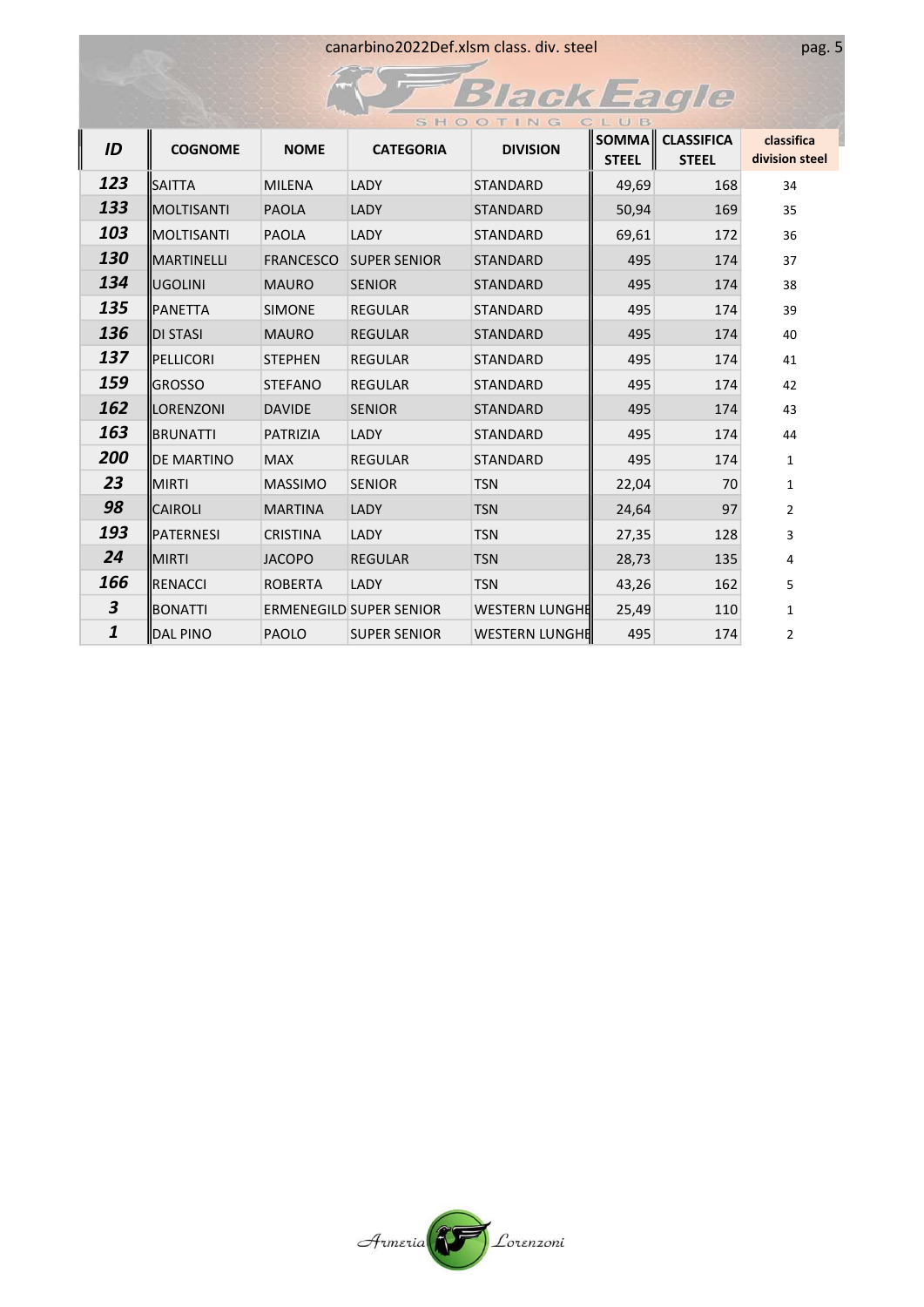| ID | COGNOME | NOME | CATEGORIA | DIVISION | SOMMA STEEL | CLASSIFICA STEEL | classifica division steel |
|---|---|---|---|---|---|---|---|
| 123 | SAITTA | MILENA | LADY | STANDARD | 49,69 | 168 | 34 |
| 133 | MOLTISANTI | PAOLA | LADY | STANDARD | 50,94 | 169 | 35 |
| 103 | MOLTISANTI | PAOLA | LADY | STANDARD | 69,61 | 172 | 36 |
| 130 | MARTINELLI | FRANCESCO | SUPER SENIOR | STANDARD | 495 | 174 | 37 |
| 134 | UGOLINI | MAURO | SENIOR | STANDARD | 495 | 174 | 38 |
| 135 | PANETTA | SIMONE | REGULAR | STANDARD | 495 | 174 | 39 |
| 136 | DI STASI | MAURO | REGULAR | STANDARD | 495 | 174 | 40 |
| 137 | PELLICORI | STEPHEN | REGULAR | STANDARD | 495 | 174 | 41 |
| 159 | GROSSO | STEFANO | REGULAR | STANDARD | 495 | 174 | 42 |
| 162 | LORENZONI | DAVIDE | SENIOR | STANDARD | 495 | 174 | 43 |
| 163 | BRUNATTI | PATRIZIA | LADY | STANDARD | 495 | 174 | 44 |
| 200 | DE MARTINO | MAX | REGULAR | STANDARD | 495 | 174 | 1 |
| 23 | MIRTI | MASSIMO | SENIOR | TSN | 22,04 | 70 | 1 |
| 98 | CAIROLI | MARTINA | LADY | TSN | 24,64 | 97 | 2 |
| 193 | PATERNESI | CRISTINA | LADY | TSN | 27,35 | 128 | 3 |
| 24 | MIRTI | JACOPO | REGULAR | TSN | 28,73 | 135 | 4 |
| 166 | RENACCI | ROBERTA | LADY | TSN | 43,26 | 162 | 5 |
| 3 | BONATTI | ERMENEGILD | SUPER SENIOR | WESTERN LUNGHE | 25,49 | 110 | 1 |
| 1 | DAL PINO | PAOLO | SUPER SENIOR | WESTERN LUNGHE | 495 | 174 | 2 |